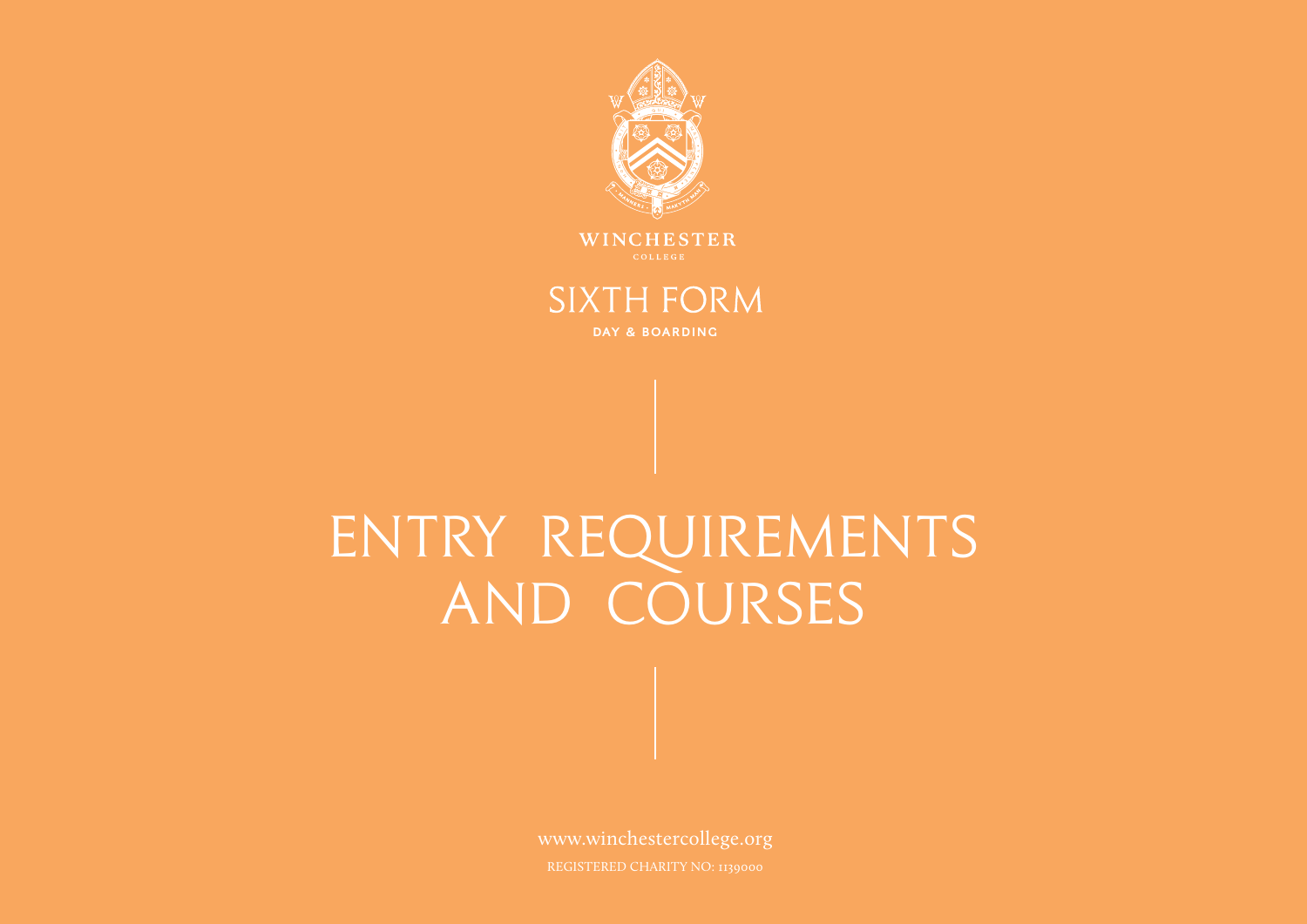WINCHESTER COLLEGE

SIXTH FORM

DAY & BOARDING

# ENTRY REQUIREMENTS AND COURSES

www.winchestercollege.org

REGISTERED CHARITY NO: 1139000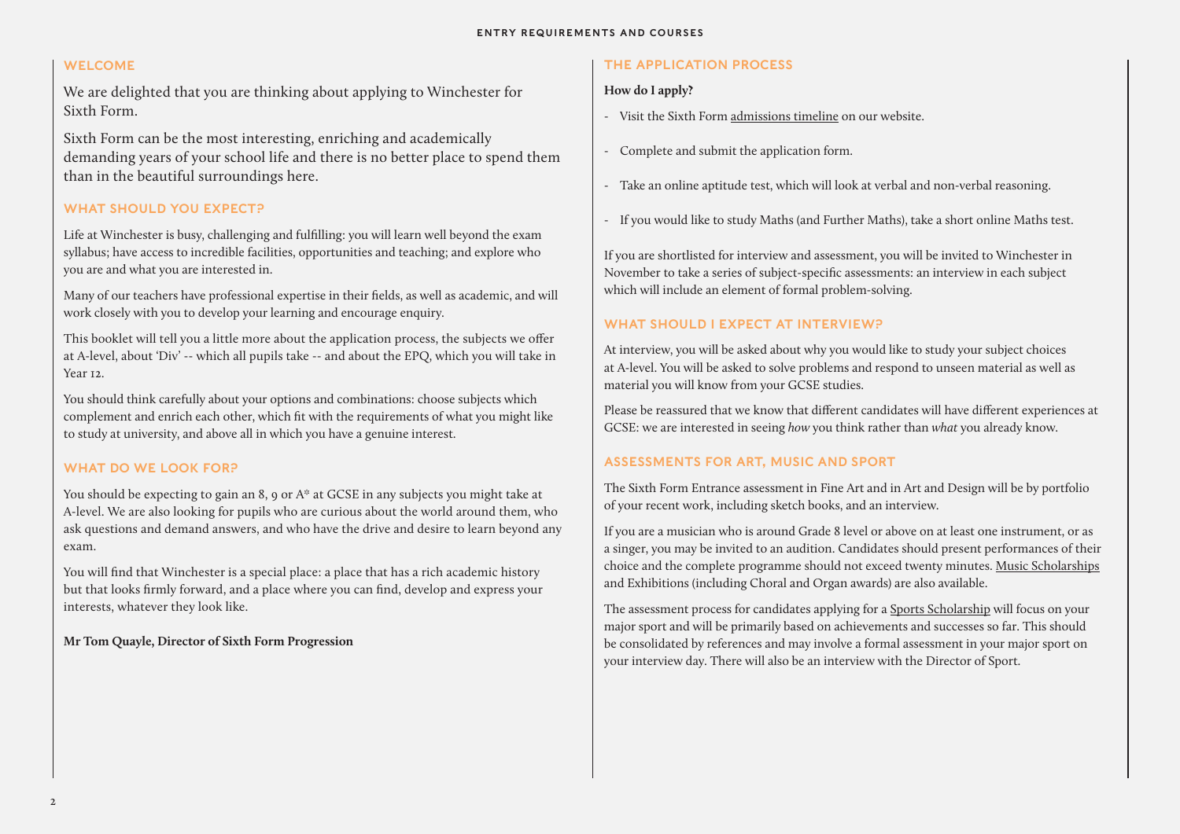## WELCOME

We are delighted that you are thinking about applying to Winchester for Sixth Form.

Sixth Form can be the most interesting, enriching and academically demanding years of your school life and there is no better place to spend them than in the beautiful surroundings here.

## WHAT SHOULD YOU EXPECT?

Life at Winchester is busy, challenging and fulfilling: you will learn well beyond the exam syllabus; have access to incredible facilities, opportunities and teaching; and explore who you are and what you are interested in.

Many of our teachers have professional expertise in their fields, as well as academic, and will work closely with you to develop your learning and encourage enquiry.

This booklet will tell you a little more about the application process, the subjects we offer at A-level, about 'Div' -- which all pupils take -- and about the EPQ, which you will take in Year 12.

You should think carefully about your options and combinations: choose subjects which complement and enrich each other, which fit with the requirements of what you might like to study at university, and above all in which you have a genuine interest.

## WHAT DO WE LOOK FOR?

You should be expecting to gain an 8, 9 or A* at GCSE in any subjects you might take at A-level. We are also looking for pupils who are curious about the world around them, who ask questions and demand answers, and who have the drive and desire to learn beyond any exam.

You will find that Winchester is a special place: a place that has a rich academic history but that looks firmly forward, and a place where you can find, develop and express your interests, whatever they look like.

**Mr Tom Quayle, Director of Sixth Form Progression**

## THE APPLICATION PROCESS

**How do I apply?**

- Visit the Sixth Form admissions timeline on our website.
- Complete and submit the application form.
- Take an online aptitude test, which will look at verbal and non-verbal reasoning.
- If you would like to study Maths (and Further Maths), take a short online Maths test.

If you are shortlisted for interview and assessment, you will be invited to Winchester in November to take a series of subject-specific assessments: an interview in each subject which will include an element of formal problem-solving.

## WHAT SHOULD I EXPECT AT INTERVIEW?

At interview, you will be asked about why you would like to study your subject choices at A-level. You will be asked to solve problems and respond to unseen material as well as material you will know from your GCSE studies.

Please be reassured that we know that different candidates will have different experiences at GCSE: we are interested in seeing *how* you think rather than *what* you already know.

## ASSESSMENTS FOR ART, MUSIC AND SPORT

The Sixth Form Entrance assessment in Fine Art and in Art and Design will be by portfolio of your recent work, including sketch books, and an interview.

If you are a musician who is around Grade 8 level or above on at least one instrument, or as a singer, you may be invited to an audition. Candidates should present performances of their choice and the complete programme should not exceed twenty minutes. Music Scholarships and Exhibitions (including Choral and Organ awards) are also available.

The assessment process for candidates applying for a Sports Scholarship will focus on your major sport and will be primarily based on achievements and successes so far. This should be consolidated by references and may involve a formal assessment in your major sport on your interview day. There will also be an interview with the Director of Sport.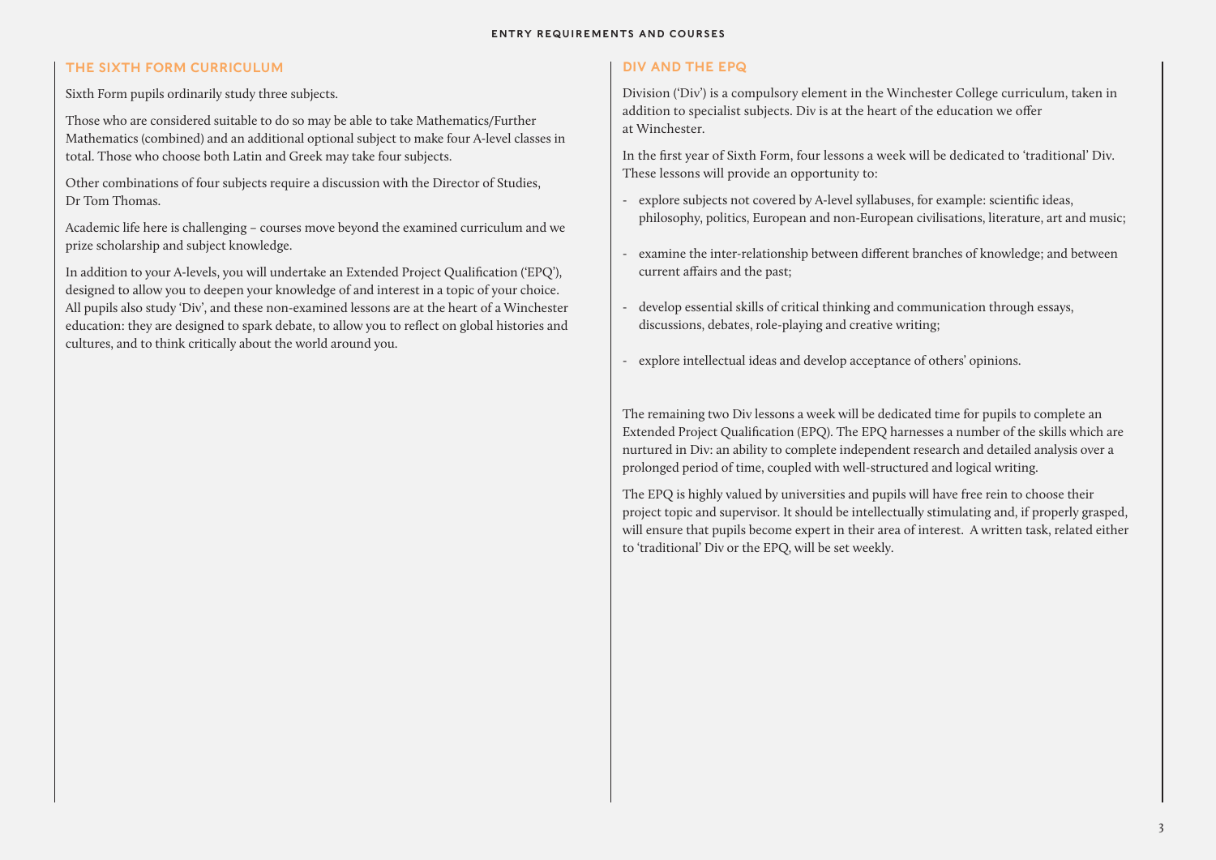## THE SIXTH FORM CURRICULUM

Sixth Form pupils ordinarily study three subjects.

Those who are considered suitable to do so may be able to take Mathematics/Further Mathematics (combined) and an additional optional subject to make four A-level classes in total. Those who choose both Latin and Greek may take four subjects.

Other combinations of four subjects require a discussion with the Director of Studies, Dr Tom Thomas.

Academic life here is challenging – courses move beyond the examined curriculum and we prize scholarship and subject knowledge.

In addition to your A-levels, you will undertake an Extended Project Qualification ('EPQ'), designed to allow you to deepen your knowledge of and interest in a topic of your choice. All pupils also study 'Div', and these non-examined lessons are at the heart of a Winchester education: they are designed to spark debate, to allow you to reflect on global histories and cultures, and to think critically about the world around you.

## DIV AND THE EPQ

Division ('Div') is a compulsory element in the Winchester College curriculum, taken in addition to specialist subjects. Div is at the heart of the education we offer at Winchester.

In the first year of Sixth Form, four lessons a week will be dedicated to 'traditional' Div. These lessons will provide an opportunity to:

- explore subjects not covered by A-level syllabuses, for example: scientific ideas, philosophy, politics, European and non-European civilisations, literature, art and music;
- examine the inter-relationship between different branches of knowledge; and between current affairs and the past;
- develop essential skills of critical thinking and communication through essays, discussions, debates, role-playing and creative writing;
- explore intellectual ideas and develop acceptance of others' opinions.

The remaining two Div lessons a week will be dedicated time for pupils to complete an Extended Project Qualification (EPQ). The EPQ harnesses a number of the skills which are nurtured in Div: an ability to complete independent research and detailed analysis over a prolonged period of time, coupled with well-structured and logical writing.

The EPQ is highly valued by universities and pupils will have free rein to choose their project topic and supervisor. It should be intellectually stimulating and, if properly grasped, will ensure that pupils become expert in their area of interest. A written task, related either to 'traditional' Div or the EPQ, will be set weekly.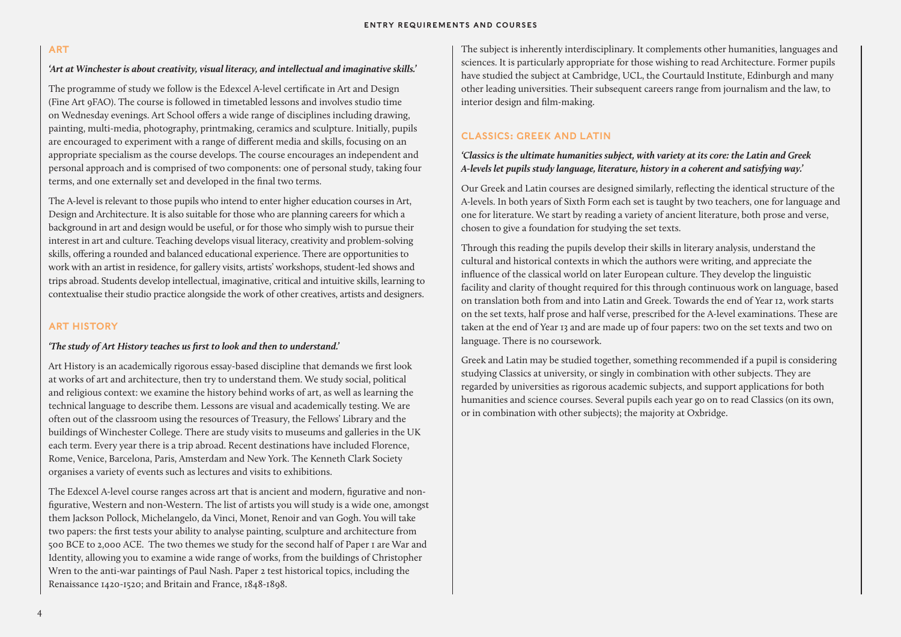## ART

***'Art at Winchester is about creativity, visual literacy, and intellectual and imaginative skills.'***

The programme of study we follow is the Edexcel A-level certificate in Art and Design (Fine Art 9FAO). The course is followed in timetabled lessons and involves studio time on Wednesday evenings. Art School offers a wide range of disciplines including drawing, painting, multi-media, photography, printmaking, ceramics and sculpture. Initially, pupils are encouraged to experiment with a range of different media and skills, focusing on an appropriate specialism as the course develops. The course encourages an independent and personal approach and is comprised of two components: one of personal study, taking four terms, and one externally set and developed in the final two terms.

The A-level is relevant to those pupils who intend to enter higher education courses in Art, Design and Architecture. It is also suitable for those who are planning careers for which a background in art and design would be useful, or for those who simply wish to pursue their interest in art and culture. Teaching develops visual literacy, creativity and problem-solving skills, offering a rounded and balanced educational experience. There are opportunities to work with an artist in residence, for gallery visits, artists' workshops, student-led shows and trips abroad. Students develop intellectual, imaginative, critical and intuitive skills, learning to contextualise their studio practice alongside the work of other creatives, artists and designers.

## ART HISTORY

***'The study of Art History teaches us first to look and then to understand.'***

Art History is an academically rigorous essay-based discipline that demands we first look at works of art and architecture, then try to understand them. We study social, political and religious context: we examine the history behind works of art, as well as learning the technical language to describe them. Lessons are visual and academically testing. We are often out of the classroom using the resources of Treasury, the Fellows' Library and the buildings of Winchester College. There are study visits to museums and galleries in the UK each term. Every year there is a trip abroad. Recent destinations have included Florence, Rome, Venice, Barcelona, Paris, Amsterdam and New York. The Kenneth Clark Society organises a variety of events such as lectures and visits to exhibitions.

The Edexcel A-level course ranges across art that is ancient and modern, figurative and non-figurative, Western and non-Western. The list of artists you will study is a wide one, amongst them Jackson Pollock, Michelangelo, da Vinci, Monet, Renoir and van Gogh. You will take two papers: the first tests your ability to analyse painting, sculpture and architecture from 500 BCE to 2,000 ACE. The two themes we study for the second half of Paper 1 are War and Identity, allowing you to examine a wide range of works, from the buildings of Christopher Wren to the anti-war paintings of Paul Nash. Paper 2 test historical topics, including the Renaissance 1420-1520; and Britain and France, 1848-1898.

The subject is inherently interdisciplinary. It complements other humanities, languages and sciences. It is particularly appropriate for those wishing to read Architecture. Former pupils have studied the subject at Cambridge, UCL, the Courtauld Institute, Edinburgh and many other leading universities. Their subsequent careers range from journalism and the law, to interior design and film-making.

## CLASSICS: GREEK AND LATIN

***'Classics is the ultimate humanities subject, with variety at its core: the Latin and Greek A-levels let pupils study language, literature, history in a coherent and satisfying way.'***

Our Greek and Latin courses are designed similarly, reflecting the identical structure of the A-levels. In both years of Sixth Form each set is taught by two teachers, one for language and one for literature. We start by reading a variety of ancient literature, both prose and verse, chosen to give a foundation for studying the set texts.

Through this reading the pupils develop their skills in literary analysis, understand the cultural and historical contexts in which the authors were writing, and appreciate the influence of the classical world on later European culture. They develop the linguistic facility and clarity of thought required for this through continuous work on language, based on translation both from and into Latin and Greek. Towards the end of Year 12, work starts on the set texts, half prose and half verse, prescribed for the A-level examinations. These are taken at the end of Year 13 and are made up of four papers: two on the set texts and two on language. There is no coursework.

Greek and Latin may be studied together, something recommended if a pupil is considering studying Classics at university, or singly in combination with other subjects. They are regarded by universities as rigorous academic subjects, and support applications for both humanities and science courses. Several pupils each year go on to read Classics (on its own, or in combination with other subjects); the majority at Oxbridge.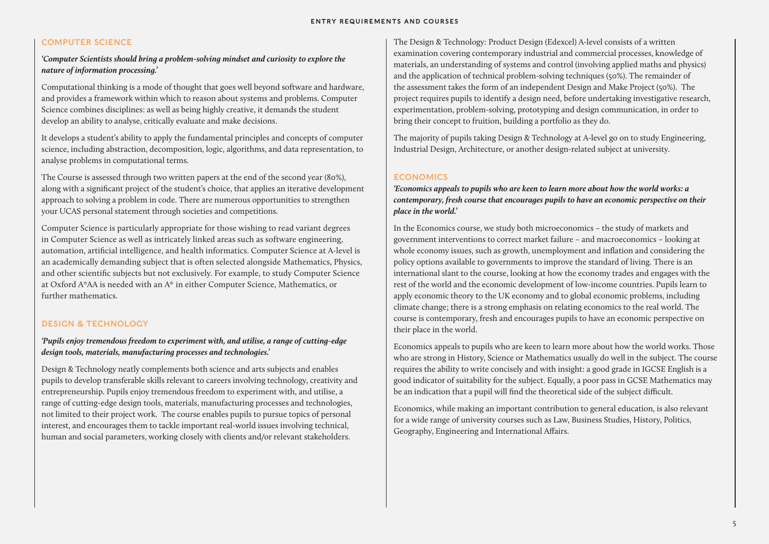## COMPUTER SCIENCE

***'Computer Scientists should bring a problem-solving mindset and curiosity to explore the nature of information processing.'***

Computational thinking is a mode of thought that goes well beyond software and hardware, and provides a framework within which to reason about systems and problems. Computer Science combines disciplines: as well as being highly creative, it demands the student develop an ability to analyse, critically evaluate and make decisions.

It develops a student's ability to apply the fundamental principles and concepts of computer science, including abstraction, decomposition, logic, algorithms, and data representation, to analyse problems in computational terms.

The Course is assessed through two written papers at the end of the second year (80%), along with a significant project of the student's choice, that applies an iterative development approach to solving a problem in code. There are numerous opportunities to strengthen your UCAS personal statement through societies and competitions.

Computer Science is particularly appropriate for those wishing to read variant degrees in Computer Science as well as intricately linked areas such as software engineering, automation, artificial intelligence, and health informatics. Computer Science at A-level is an academically demanding subject that is often selected alongside Mathematics, Physics, and other scientific subjects but not exclusively. For example, to study Computer Science at Oxford A*AA is needed with an A* in either Computer Science, Mathematics, or further mathematics.

## DESIGN & TECHNOLOGY

***'Pupils enjoy tremendous freedom to experiment with, and utilise, a range of cutting-edge design tools, materials, manufacturing processes and technologies.'***

Design & Technology neatly complements both science and arts subjects and enables pupils to develop transferable skills relevant to careers involving technology, creativity and entrepreneurship. Pupils enjoy tremendous freedom to experiment with, and utilise, a range of cutting-edge design tools, materials, manufacturing processes and technologies, not limited to their project work. The course enables pupils to pursue topics of personal interest, and encourages them to tackle important real-world issues involving technical, human and social parameters, working closely with clients and/or relevant stakeholders.

The Design & Technology: Product Design (Edexcel) A-level consists of a written examination covering contemporary industrial and commercial processes, knowledge of materials, an understanding of systems and control (involving applied maths and physics) and the application of technical problem-solving techniques (50%). The remainder of the assessment takes the form of an independent Design and Make Project (50%). The project requires pupils to identify a design need, before undertaking investigative research, experimentation, problem-solving, prototyping and design communication, in order to bring their concept to fruition, building a portfolio as they do.

The majority of pupils taking Design & Technology at A-level go on to study Engineering, Industrial Design, Architecture, or another design-related subject at university.

## ECONOMICS

***'Economics appeals to pupils who are keen to learn more about how the world works: a contemporary, fresh course that encourages pupils to have an economic perspective on their place in the world.'***

In the Economics course, we study both microeconomics – the study of markets and government interventions to correct market failure – and macroeconomics – looking at whole economy issues, such as growth, unemployment and inflation and considering the policy options available to governments to improve the standard of living. There is an international slant to the course, looking at how the economy trades and engages with the rest of the world and the economic development of low-income countries. Pupils learn to apply economic theory to the UK economy and to global economic problems, including climate change; there is a strong emphasis on relating economics to the real world. The course is contemporary, fresh and encourages pupils to have an economic perspective on their place in the world.

Economics appeals to pupils who are keen to learn more about how the world works. Those who are strong in History, Science or Mathematics usually do well in the subject. The course requires the ability to write concisely and with insight: a good grade in IGCSE English is a good indicator of suitability for the subject. Equally, a poor pass in GCSE Mathematics may be an indication that a pupil will find the theoretical side of the subject difficult.

Economics, while making an important contribution to general education, is also relevant for a wide range of university courses such as Law, Business Studies, History, Politics, Geography, Engineering and International Affairs.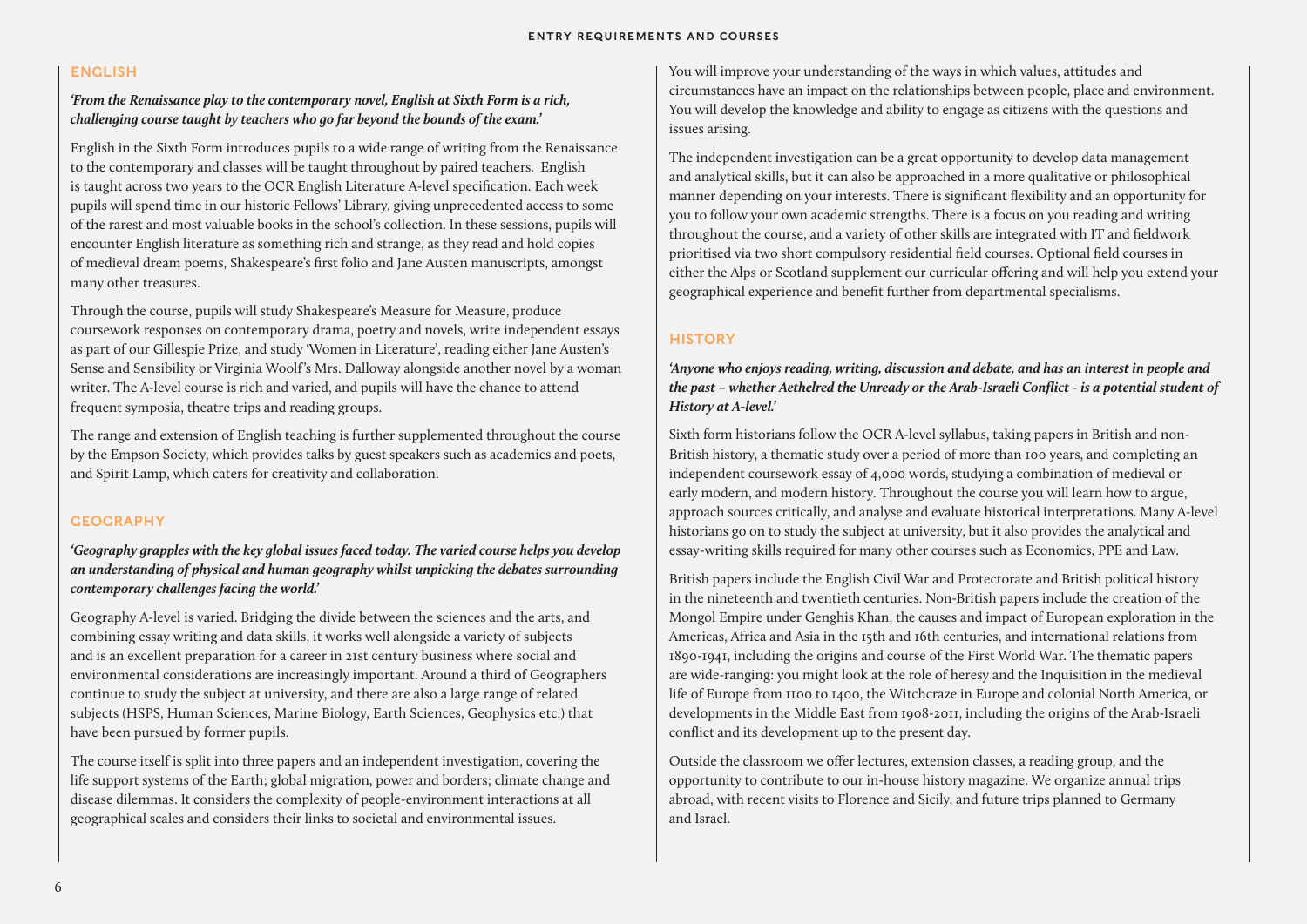## ENGLISH

***'From the Renaissance play to the contemporary novel, English at Sixth Form is a rich, challenging course taught by teachers who go far beyond the bounds of the exam.'***

English in the Sixth Form introduces pupils to a wide range of writing from the Renaissance to the contemporary and classes will be taught throughout by paired teachers. English is taught across two years to the OCR English Literature A-level specification. Each week pupils will spend time in our historic Fellows' Library, giving unprecedented access to some of the rarest and most valuable books in the school's collection. In these sessions, pupils will encounter English literature as something rich and strange, as they read and hold copies of medieval dream poems, Shakespeare's first folio and Jane Austen manuscripts, amongst many other treasures.

Through the course, pupils will study Shakespeare's Measure for Measure, produce coursework responses on contemporary drama, poetry and novels, write independent essays as part of our Gillespie Prize, and study 'Women in Literature', reading either Jane Austen's Sense and Sensibility or Virginia Woolf's Mrs. Dalloway alongside another novel by a woman writer. The A-level course is rich and varied, and pupils will have the chance to attend frequent symposia, theatre trips and reading groups.

The range and extension of English teaching is further supplemented throughout the course by the Empson Society, which provides talks by guest speakers such as academics and poets, and Spirit Lamp, which caters for creativity and collaboration.

## GEOGRAPHY

***'Geography grapples with the key global issues faced today. The varied course helps you develop an understanding of physical and human geography whilst unpicking the debates surrounding contemporary challenges facing the world.'***

Geography A-level is varied. Bridging the divide between the sciences and the arts, and combining essay writing and data skills, it works well alongside a variety of subjects and is an excellent preparation for a career in 21st century business where social and environmental considerations are increasingly important. Around a third of Geographers continue to study the subject at university, and there are also a large range of related subjects (HSPS, Human Sciences, Marine Biology, Earth Sciences, Geophysics etc.) that have been pursued by former pupils.

The course itself is split into three papers and an independent investigation, covering the life support systems of the Earth; global migration, power and borders; climate change and disease dilemmas. It considers the complexity of people-environment interactions at all geographical scales and considers their links to societal and environmental issues.

You will improve your understanding of the ways in which values, attitudes and circumstances have an impact on the relationships between people, place and environment. You will develop the knowledge and ability to engage as citizens with the questions and issues arising.

The independent investigation can be a great opportunity to develop data management and analytical skills, but it can also be approached in a more qualitative or philosophical manner depending on your interests. There is significant flexibility and an opportunity for you to follow your own academic strengths. There is a focus on you reading and writing throughout the course, and a variety of other skills are integrated with IT and fieldwork prioritised via two short compulsory residential field courses. Optional field courses in either the Alps or Scotland supplement our curricular offering and will help you extend your geographical experience and benefit further from departmental specialisms.

## HISTORY

***'Anyone who enjoys reading, writing, discussion and debate, and has an interest in people and the past – whether Aethelred the Unready or the Arab-Israeli Conflict - is a potential student of History at A-level.'***

Sixth form historians follow the OCR A-level syllabus, taking papers in British and non-British history, a thematic study over a period of more than 100 years, and completing an independent coursework essay of 4,000 words, studying a combination of medieval or early modern, and modern history. Throughout the course you will learn how to argue, approach sources critically, and analyse and evaluate historical interpretations. Many A-level historians go on to study the subject at university, but it also provides the analytical and essay-writing skills required for many other courses such as Economics, PPE and Law.

British papers include the English Civil War and Protectorate and British political history in the nineteenth and twentieth centuries. Non-British papers include the creation of the Mongol Empire under Genghis Khan, the causes and impact of European exploration in the Americas, Africa and Asia in the 15th and 16th centuries, and international relations from 1890-1941, including the origins and course of the First World War. The thematic papers are wide-ranging: you might look at the role of heresy and the Inquisition in the medieval life of Europe from 1100 to 1400, the Witchcraze in Europe and colonial North America, or developments in the Middle East from 1908-2011, including the origins of the Arab-Israeli conflict and its development up to the present day.

Outside the classroom we offer lectures, extension classes, a reading group, and the opportunity to contribute to our in-house history magazine. We organize annual trips abroad, with recent visits to Florence and Sicily, and future trips planned to Germany and Israel.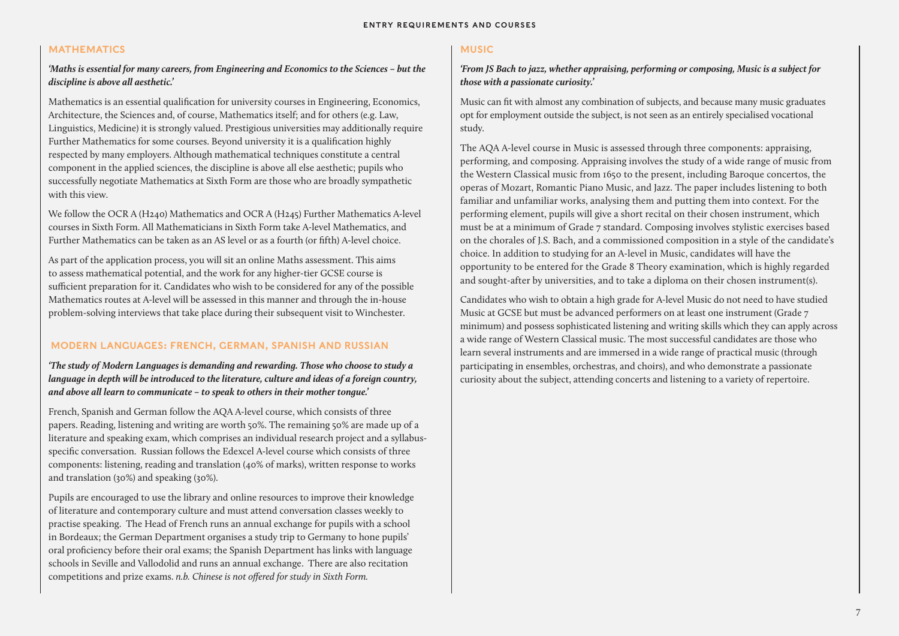## MATHEMATICS

***'Maths is essential for many careers, from Engineering and Economics to the Sciences – but the discipline is above all aesthetic.'***

Mathematics is an essential qualification for university courses in Engineering, Economics, Architecture, the Sciences and, of course, Mathematics itself; and for others (e.g. Law, Linguistics, Medicine) it is strongly valued. Prestigious universities may additionally require Further Mathematics for some courses. Beyond university it is a qualification highly respected by many employers. Although mathematical techniques constitute a central component in the applied sciences, the discipline is above all else aesthetic; pupils who successfully negotiate Mathematics at Sixth Form are those who are broadly sympathetic with this view.

We follow the OCR A (H240) Mathematics and OCR A (H245) Further Mathematics A-level courses in Sixth Form. All Mathematicians in Sixth Form take A-level Mathematics, and Further Mathematics can be taken as an AS level or as a fourth (or fifth) A-level choice.

As part of the application process, you will sit an online Maths assessment. This aims to assess mathematical potential, and the work for any higher-tier GCSE course is sufficient preparation for it. Candidates who wish to be considered for any of the possible Mathematics routes at A-level will be assessed in this manner and through the in-house problem-solving interviews that take place during their subsequent visit to Winchester.

## MODERN LANGUAGES: FRENCH, GERMAN, SPANISH AND RUSSIAN

***'The study of Modern Languages is demanding and rewarding. Those who choose to study a language in depth will be introduced to the literature, culture and ideas of a foreign country, and above all learn to communicate – to speak to others in their mother tongue.'***

French, Spanish and German follow the AQA A-level course, which consists of three papers. Reading, listening and writing are worth 50%. The remaining 50% are made up of a literature and speaking exam, which comprises an individual research project and a syllabus-specific conversation. Russian follows the Edexcel A-level course which consists of three components: listening, reading and translation (40% of marks), written response to works and translation (30%) and speaking (30%).

Pupils are encouraged to use the library and online resources to improve their knowledge of literature and contemporary culture and must attend conversation classes weekly to practise speaking. The Head of French runs an annual exchange for pupils with a school in Bordeaux; the German Department organises a study trip to Germany to hone pupils' oral proficiency before their oral exams; the Spanish Department has links with language schools in Seville and Vallodolid and runs an annual exchange. There are also recitation competitions and prize exams. *n.b. Chinese is not offered for study in Sixth Form.*

## MUSIC

***'From JS Bach to jazz, whether appraising, performing or composing, Music is a subject for those with a passionate curiosity.'***

Music can fit with almost any combination of subjects, and because many music graduates opt for employment outside the subject, is not seen as an entirely specialised vocational study.

The AQA A-level course in Music is assessed through three components: appraising, performing, and composing. Appraising involves the study of a wide range of music from the Western Classical music from 1650 to the present, including Baroque concertos, the operas of Mozart, Romantic Piano Music, and Jazz. The paper includes listening to both familiar and unfamiliar works, analysing them and putting them into context. For the performing element, pupils will give a short recital on their chosen instrument, which must be at a minimum of Grade 7 standard. Composing involves stylistic exercises based on the chorales of J.S. Bach, and a commissioned composition in a style of the candidate's choice. In addition to studying for an A-level in Music, candidates will have the opportunity to be entered for the Grade 8 Theory examination, which is highly regarded and sought-after by universities, and to take a diploma on their chosen instrument(s).

Candidates who wish to obtain a high grade for A-level Music do not need to have studied Music at GCSE but must be advanced performers on at least one instrument (Grade 7 minimum) and possess sophisticated listening and writing skills which they can apply across a wide range of Western Classical music. The most successful candidates are those who learn several instruments and are immersed in a wide range of practical music (through participating in ensembles, orchestras, and choirs), and who demonstrate a passionate curiosity about the subject, attending concerts and listening to a variety of repertoire.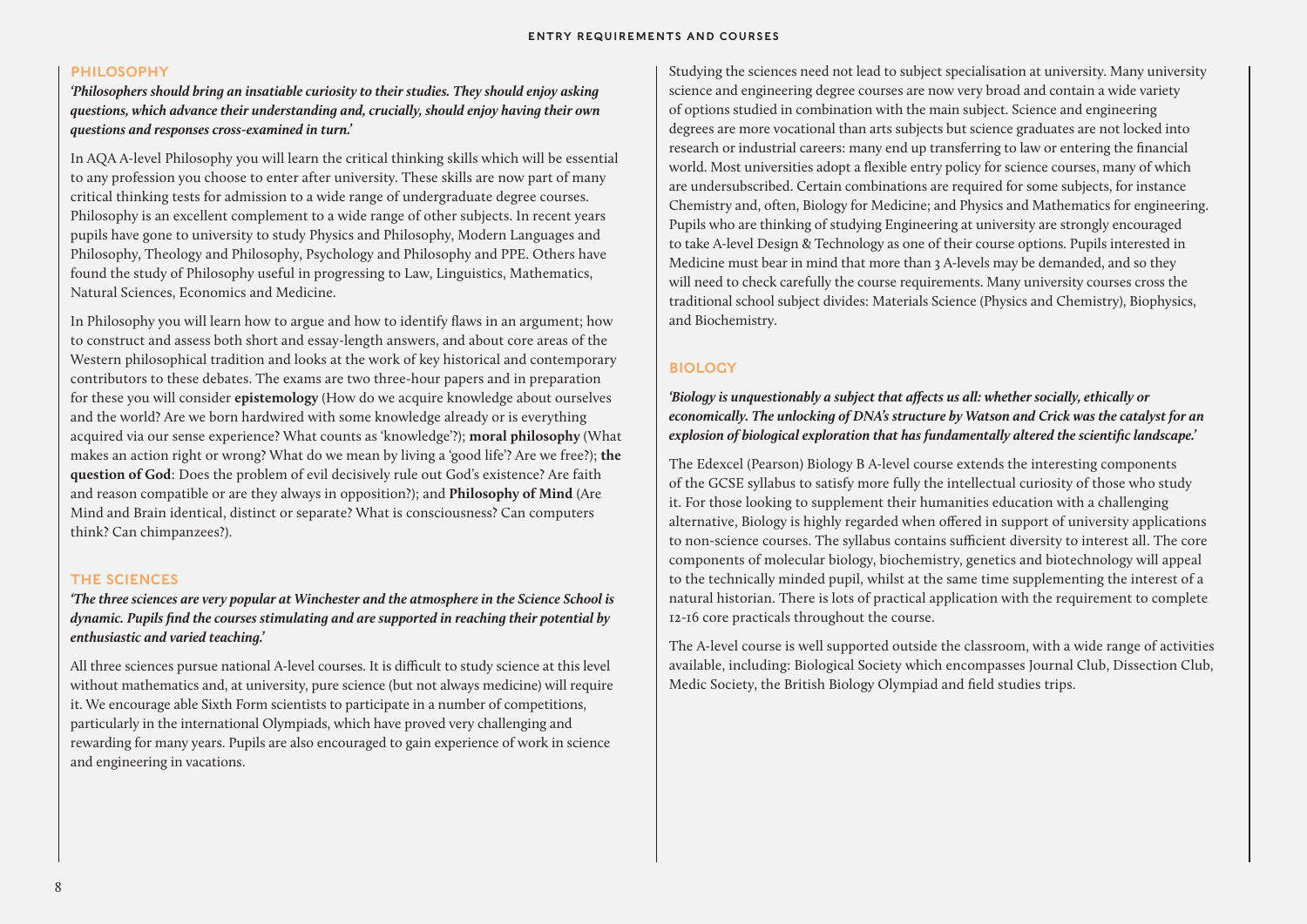## PHILOSOPHY

***'Philosophers should bring an insatiable curiosity to their studies. They should enjoy asking questions, which advance their understanding and, crucially, should enjoy having their own questions and responses cross-examined in turn.'***

In AQA A-level Philosophy you will learn the critical thinking skills which will be essential to any profession you choose to enter after university. These skills are now part of many critical thinking tests for admission to a wide range of undergraduate degree courses. Philosophy is an excellent complement to a wide range of other subjects. In recent years pupils have gone to university to study Physics and Philosophy, Modern Languages and Philosophy, Theology and Philosophy, Psychology and Philosophy and PPE. Others have found the study of Philosophy useful in progressing to Law, Linguistics, Mathematics, Natural Sciences, Economics and Medicine.

In Philosophy you will learn how to argue and how to identify flaws in an argument; how to construct and assess both short and essay-length answers, and about core areas of the Western philosophical tradition and looks at the work of key historical and contemporary contributors to these debates. The exams are two three-hour papers and in preparation for these you will consider **epistemology** (How do we acquire knowledge about ourselves and the world? Are we born hardwired with some knowledge already or is everything acquired via our sense experience? What counts as 'knowledge'?); **moral philosophy** (What makes an action right or wrong? What do we mean by living a 'good life'? Are we free?); **the question of God**: Does the problem of evil decisively rule out God's existence? Are faith and reason compatible or are they always in opposition?); and **Philosophy of Mind** (Are Mind and Brain identical, distinct or separate? What is consciousness? Can computers think? Can chimpanzees?).

## THE SCIENCES

***'The three sciences are very popular at Winchester and the atmosphere in the Science School is dynamic. Pupils find the courses stimulating and are supported in reaching their potential by enthusiastic and varied teaching.'***

All three sciences pursue national A-level courses. It is difficult to study science at this level without mathematics and, at university, pure science (but not always medicine) will require it. We encourage able Sixth Form scientists to participate in a number of competitions, particularly in the international Olympiads, which have proved very challenging and rewarding for many years. Pupils are also encouraged to gain experience of work in science and engineering in vacations.

Studying the sciences need not lead to subject specialisation at university. Many university science and engineering degree courses are now very broad and contain a wide variety of options studied in combination with the main subject. Science and engineering degrees are more vocational than arts subjects but science graduates are not locked into research or industrial careers: many end up transferring to law or entering the financial world. Most universities adopt a flexible entry policy for science courses, many of which are undersubscribed. Certain combinations are required for some subjects, for instance Chemistry and, often, Biology for Medicine; and Physics and Mathematics for engineering. Pupils who are thinking of studying Engineering at university are strongly encouraged to take A-level Design & Technology as one of their course options. Pupils interested in Medicine must bear in mind that more than 3 A-levels may be demanded, and so they will need to check carefully the course requirements. Many university courses cross the traditional school subject divides: Materials Science (Physics and Chemistry), Biophysics, and Biochemistry.

## BIOLOGY

***'Biology is unquestionably a subject that affects us all: whether socially, ethically or economically. The unlocking of DNA's structure by Watson and Crick was the catalyst for an explosion of biological exploration that has fundamentally altered the scientific landscape.'***

The Edexcel (Pearson) Biology B A-level course extends the interesting components of the GCSE syllabus to satisfy more fully the intellectual curiosity of those who study it. For those looking to supplement their humanities education with a challenging alternative, Biology is highly regarded when offered in support of university applications to non-science courses. The syllabus contains sufficient diversity to interest all. The core components of molecular biology, biochemistry, genetics and biotechnology will appeal to the technically minded pupil, whilst at the same time supplementing the interest of a natural historian. There is lots of practical application with the requirement to complete 12-16 core practicals throughout the course.

The A-level course is well supported outside the classroom, with a wide range of activities available, including: Biological Society which encompasses Journal Club, Dissection Club, Medic Society, the British Biology Olympiad and field studies trips.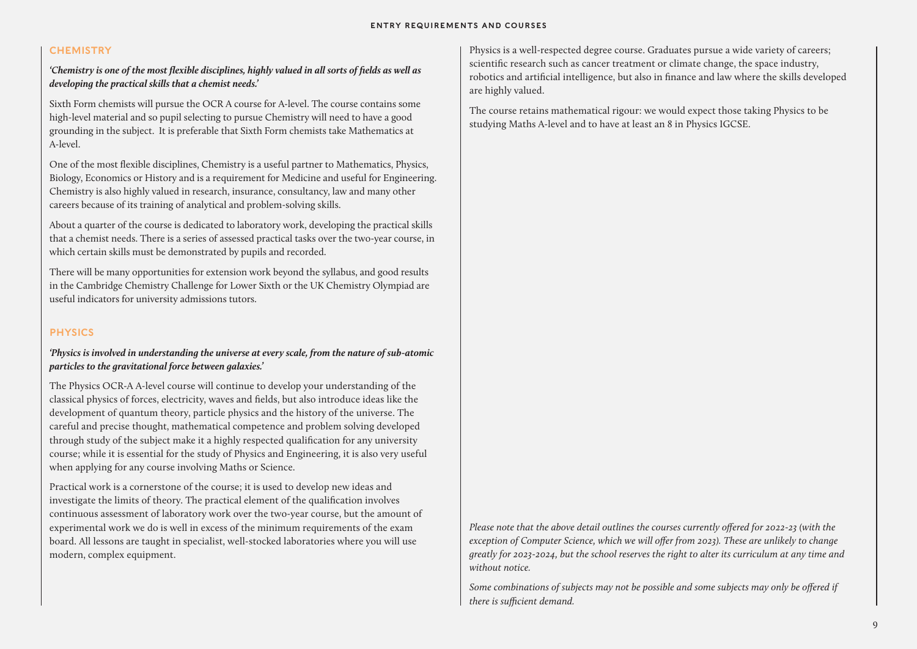## CHEMISTRY

***'Chemistry is one of the most flexible disciplines, highly valued in all sorts of fields as well as developing the practical skills that a chemist needs.'***

Sixth Form chemists will pursue the OCR A course for A-level. The course contains some high-level material and so pupil selecting to pursue Chemistry will need to have a good grounding in the subject. It is preferable that Sixth Form chemists take Mathematics at A-level.

One of the most flexible disciplines, Chemistry is a useful partner to Mathematics, Physics, Biology, Economics or History and is a requirement for Medicine and useful for Engineering. Chemistry is also highly valued in research, insurance, consultancy, law and many other careers because of its training of analytical and problem-solving skills.

About a quarter of the course is dedicated to laboratory work, developing the practical skills that a chemist needs. There is a series of assessed practical tasks over the two-year course, in which certain skills must be demonstrated by pupils and recorded.

There will be many opportunities for extension work beyond the syllabus, and good results in the Cambridge Chemistry Challenge for Lower Sixth or the UK Chemistry Olympiad are useful indicators for university admissions tutors.

## PHYSICS

***'Physics is involved in understanding the universe at every scale, from the nature of sub-atomic particles to the gravitational force between galaxies.'***

The Physics OCR-A A-level course will continue to develop your understanding of the classical physics of forces, electricity, waves and fields, but also introduce ideas like the development of quantum theory, particle physics and the history of the universe. The careful and precise thought, mathematical competence and problem solving developed through study of the subject make it a highly respected qualification for any university course; while it is essential for the study of Physics and Engineering, it is also very useful when applying for any course involving Maths or Science.

Practical work is a cornerstone of the course; it is used to develop new ideas and investigate the limits of theory. The practical element of the qualification involves continuous assessment of laboratory work over the two-year course, but the amount of experimental work we do is well in excess of the minimum requirements of the exam board. All lessons are taught in specialist, well-stocked laboratories where you will use modern, complex equipment.

Physics is a well-respected degree course. Graduates pursue a wide variety of careers; scientific research such as cancer treatment or climate change, the space industry, robotics and artificial intelligence, but also in finance and law where the skills developed are highly valued.

The course retains mathematical rigour: we would expect those taking Physics to be studying Maths A-level and to have at least an 8 in Physics IGCSE.

*Please note that the above detail outlines the courses currently offered for 2022-23 (with the exception of Computer Science, which we will offer from 2023). These are unlikely to change greatly for 2023-2024, but the school reserves the right to alter its curriculum at any time and without notice.*

*Some combinations of subjects may not be possible and some subjects may only be offered if there is sufficient demand.*